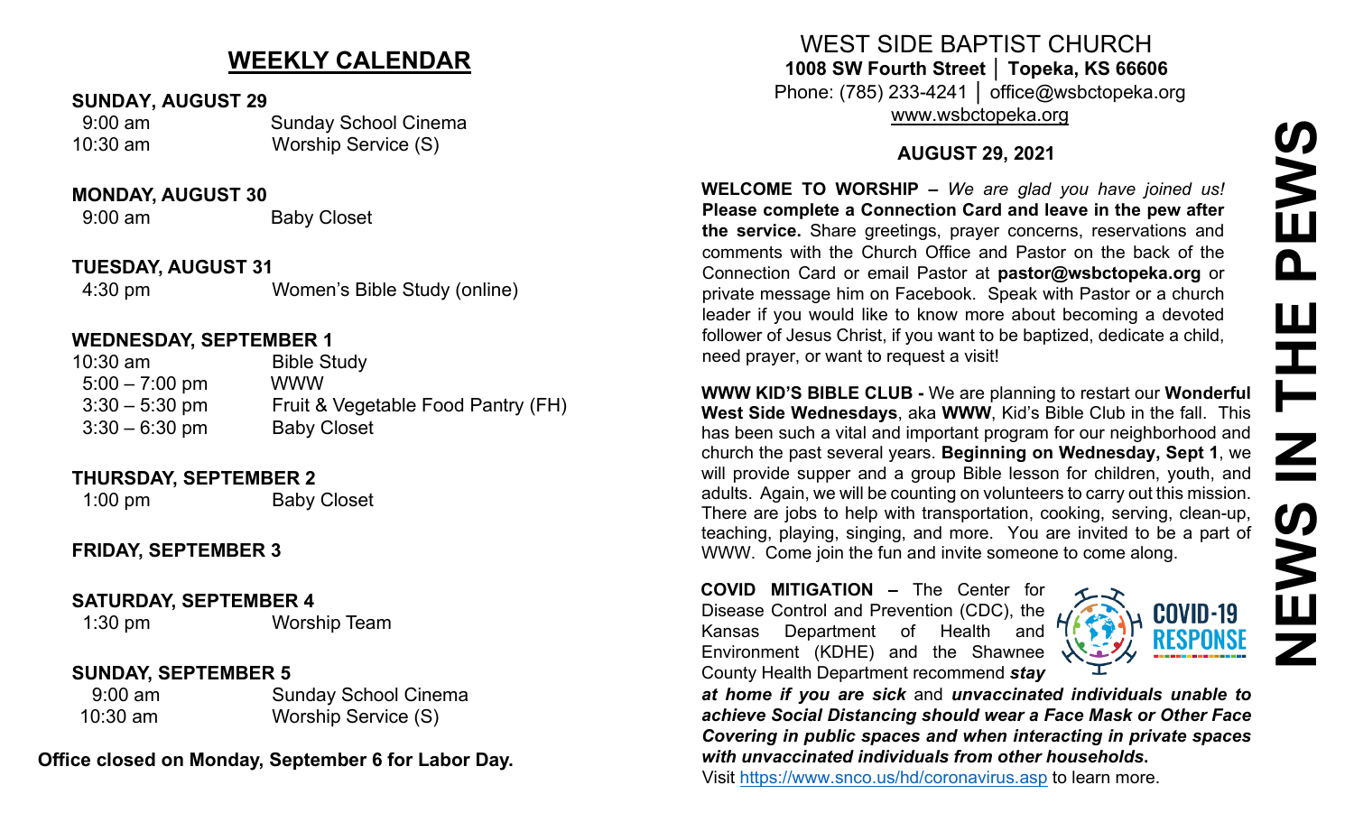## WEEKLY CALENDAR

**SUNDAY, AUGUST 29**

9:00 am Sunday School Cinema
10:30 am Worship Service (S)

**MONDAY, AUGUST 30**

9:00 am Baby Closet

**TUESDAY, AUGUST 31**

4:30 pm Women's Bible Study (online)

**WEDNESDAY, SEPTEMBER 1**

10:30 am Bible Study
5:00 – 7:00 pm WWW
3:30 – 5:30 pm Fruit & Vegetable Food Pantry (FH)
3:30 – 6:30 pm Baby Closet

**THURSDAY, SEPTEMBER 2**

1:00 pm Baby Closet

**FRIDAY, SEPTEMBER 3**

**SATURDAY, SEPTEMBER 4**

1:30 pm Worship Team

**SUNDAY, SEPTEMBER 5**

9:00 am Sunday School Cinema
10:30 am Worship Service (S)

**Office closed on Monday, September 6 for Labor Day.**

# WEST SIDE BAPTIST CHURCH

**1008 SW Fourth Street │ Topeka, KS 66606**
Phone: (785) 233-4241 │ office@wsbctopeka.org
www.wsbctopeka.org

**AUGUST 29, 2021**

# NEWS IN THE PEWS

**WELCOME TO WORSHIP –** *We are glad you have joined us!* **Please complete a Connection Card and leave in the pew after the service.** Share greetings, prayer concerns, reservations and comments with the Church Office and Pastor on the back of the Connection Card or email Pastor at **pastor@wsbctopeka.org** or private message him on Facebook. Speak with Pastor or a church leader if you would like to know more about becoming a devoted follower of Jesus Christ, if you want to be baptized, dedicate a child, need prayer, or want to request a visit!

**WWW KID'S BIBLE CLUB -** We are planning to restart our **Wonderful West Side Wednesdays**, aka **WWW**, Kid's Bible Club in the fall. This has been such a vital and important program for our neighborhood and church the past several years. **Beginning on Wednesday, Sept 1**, we will provide supper and a group Bible lesson for children, youth, and adults. Again, we will be counting on volunteers to carry out this mission. There are jobs to help with transportation, cooking, serving, clean-up, teaching, playing, singing, and more. You are invited to be a part of WWW. Come join the fun and invite someone to come along.

**COVID MITIGATION –** The Center for Disease Control and Prevention (CDC), the Kansas Department of Health and Environment (KDHE) and the Shawnee County Health Department recommend ***stay at home if you are sick*** and ***unvaccinated individuals unable to achieve Social Distancing should wear a Face Mask or Other Face Covering in public spaces and when interacting in private spaces with unvaccinated individuals from other households***.
Visit https://www.snco.us/hd/coronavirus.asp to learn more.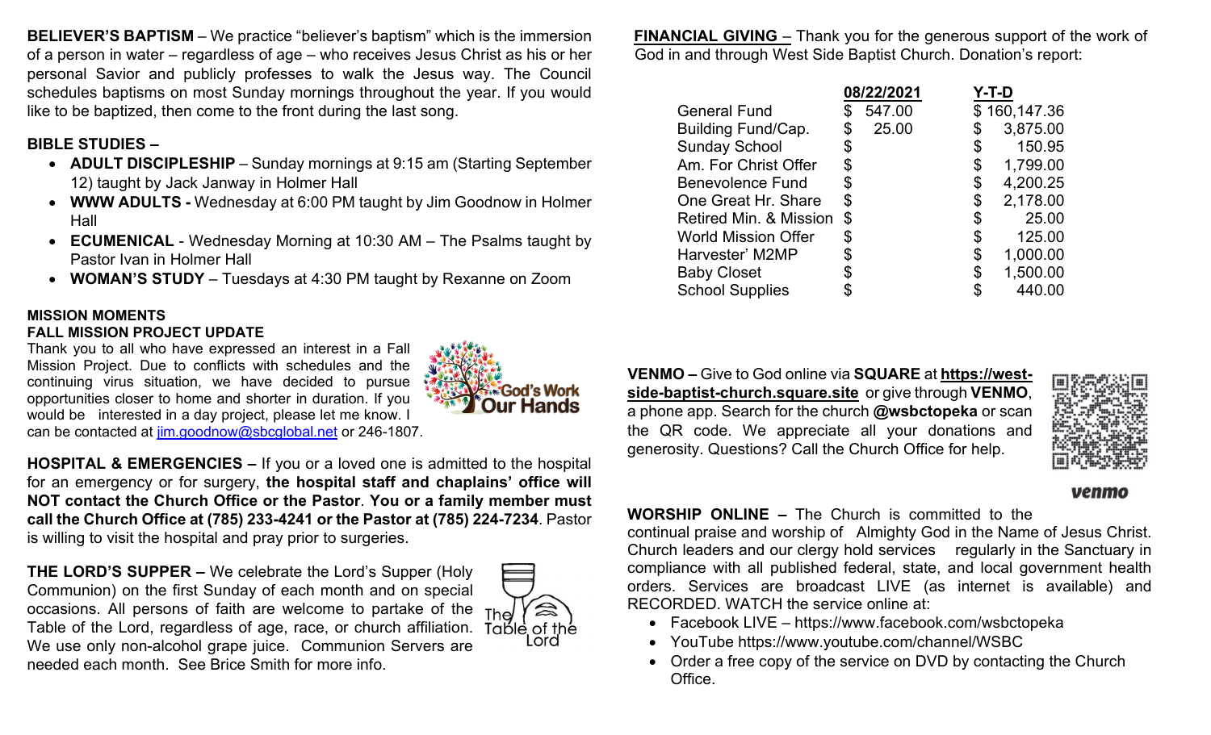**BELIEVER'S BAPTISM** – We practice "believer's baptism" which is the immersion of a person in water – regardless of age – who receives Jesus Christ as his or her personal Savior and publicly professes to walk the Jesus way. The Council schedules baptisms on most Sunday mornings throughout the year. If you would like to be baptized, then come to the front during the last song.

**BIBLE STUDIES –**

- **ADULT DISCIPLESHIP** – Sunday mornings at 9:15 am (Starting September 12) taught by Jack Janway in Holmer Hall
- **WWW ADULTS -** Wednesday at 6:00 PM taught by Jim Goodnow in Holmer Hall
- **ECUMENICAL** - Wednesday Morning at 10:30 AM – The Psalms taught by Pastor Ivan in Holmer Hall
- **WOMAN'S STUDY** – Tuesdays at 4:30 PM taught by Rexanne on Zoom

**MISSION MOMENTS**

**FALL MISSION PROJECT UPDATE**

Thank you to all who have expressed an interest in a Fall Mission Project. Due to conflicts with schedules and the continuing virus situation, we have decided to pursue opportunities closer to home and shorter in duration. If you would be interested in a day project, please let me know. I can be contacted at jim.goodnow@sbcglobal.net or 246-1807.

God's Work Our Hands

**HOSPITAL & EMERGENCIES –** If you or a loved one is admitted to the hospital for an emergency or for surgery, **the hospital staff and chaplains' office will NOT contact the Church Office or the Pastor**. **You or a family member must call the Church Office at (785) 233-4241 or the Pastor at (785) 224-7234**. Pastor is willing to visit the hospital and pray prior to surgeries.

**THE LORD'S SUPPER –** We celebrate the Lord's Supper (Holy Communion) on the first Sunday of each month and on special occasions. All persons of faith are welcome to partake of the Table of the Lord, regardless of age, race, or church affiliation. We use only non-alcohol grape juice. Communion Servers are needed each month. See Brice Smith for more info.

The Table of the Lord

**FINANCIAL GIVING** – Thank you for the generous support of the work of God in and through West Side Baptist Church. Donation's report:

| | **08/22/2021** | **Y-T-D** |
|---|---|---|
| General Fund | $ 547.00 | $ 160,147.36 |
| Building Fund/Cap. | $ 25.00 | $ 3,875.00 |
| Sunday School | $ | $ 150.95 |
| Am. For Christ Offer | $ | $ 1,799.00 |
| Benevolence Fund | $ | $ 4,200.25 |
| One Great Hr. Share | $ | $ 2,178.00 |
| Retired Min. & Mission | $ | $ 25.00 |
| World Mission Offer | $ | $ 125.00 |
| Harvester' M2MP | $ | $ 1,000.00 |
| Baby Closet | $ | $ 1,500.00 |
| School Supplies | $ | $ 440.00 |

**VENMO –** Give to God online via **SQUARE** at **https://west-side-baptist-church.square.site** or give through **VENMO**, a phone app. Search for the church **@wsbctopeka** or scan the QR code. We appreciate all your donations and generosity. Questions? Call the Church Office for help.

venmo

**WORSHIP ONLINE –** The Church is committed to the continual praise and worship of Almighty God in the Name of Jesus Christ. Church leaders and our clergy hold services regularly in the Sanctuary in compliance with all published federal, state, and local government health orders. Services are broadcast LIVE (as internet is available) and RECORDED. WATCH the service online at:

- Facebook LIVE – https://www.facebook.com/wsbctopeka
- YouTube https://www.youtube.com/channel/WSBC
- Order a free copy of the service on DVD by contacting the Church Office.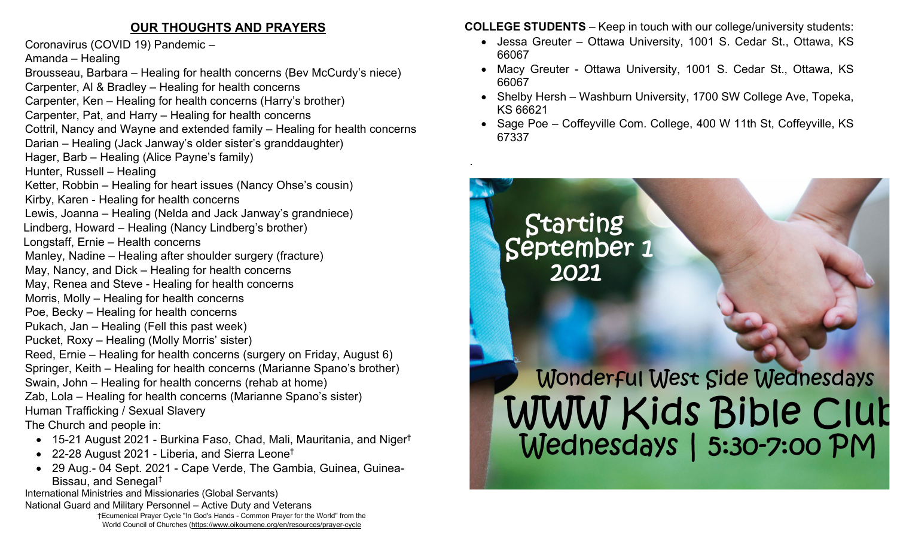## OUR THOUGHTS AND PRAYERS

Coronavirus (COVID 19) Pandemic –
Amanda – Healing
Brousseau, Barbara – Healing for health concerns (Bev McCurdy's niece)
Carpenter, Al & Bradley – Healing for health concerns
Carpenter, Ken – Healing for health concerns (Harry's brother)
Carpenter, Pat, and Harry – Healing for health concerns
Cottril, Nancy and Wayne and extended family – Healing for health concerns
Darian – Healing (Jack Janway's older sister's granddaughter)
Hager, Barb – Healing (Alice Payne's family)
Hunter, Russell – Healing
Ketter, Robbin – Healing for heart issues (Nancy Ohse's cousin)
Kirby, Karen - Healing for health concerns
Lewis, Joanna – Healing (Nelda and Jack Janway's grandniece)
Lindberg, Howard – Healing (Nancy Lindberg's brother)
Longstaff, Ernie – Health concerns
Manley, Nadine – Healing after shoulder surgery (fracture)
May, Nancy, and Dick – Healing for health concerns
May, Renea and Steve - Healing for health concerns
Morris, Molly – Healing for health concerns
Poe, Becky – Healing for health concerns
Pukach, Jan – Healing (Fell this past week)
Pucket, Roxy – Healing (Molly Morris' sister)
Reed, Ernie – Healing for health concerns (surgery on Friday, August 6)
Springer, Keith – Healing for health concerns (Marianne Spano's brother)
Swain, John – Healing for health concerns (rehab at home)
Zab, Lola – Healing for health concerns (Marianne Spano's sister)
Human Trafficking / Sexual Slavery
The Church and people in:

- 15-21 August 2021 - Burkina Faso, Chad, Mali, Mauritania, and Niger†
- 22-28 August 2021 - Liberia, and Sierra Leone†
- 29 Aug.- 04 Sept. 2021 - Cape Verde, The Gambia, Guinea, Guinea-Bissau, and Senegal†

International Ministries and Missionaries (Global Servants)
National Guard and Military Personnel – Active Duty and Veterans

†Ecumenical Prayer Cycle "In God's Hands - Common Prayer for the World" from the World Council of Churches (https://www.oikoumene.org/en/resources/prayer-cycle

**COLLEGE STUDENTS** – Keep in touch with our college/university students:

- Jessa Greuter – Ottawa University, 1001 S. Cedar St., Ottawa, KS 66067
- Macy Greuter - Ottawa University, 1001 S. Cedar St., Ottawa, KS 66067
- Shelby Hersh – Washburn University, 1700 SW College Ave, Topeka, KS 66621
- Sage Poe – Coffeyville Com. College, 400 W 11th St, Coffeyville, KS 67337

Starting September 1 2021

Wonderful West Side Wednesdays
WWW Kids Bible Club
Wednesdays | 5:30-7:00 PM